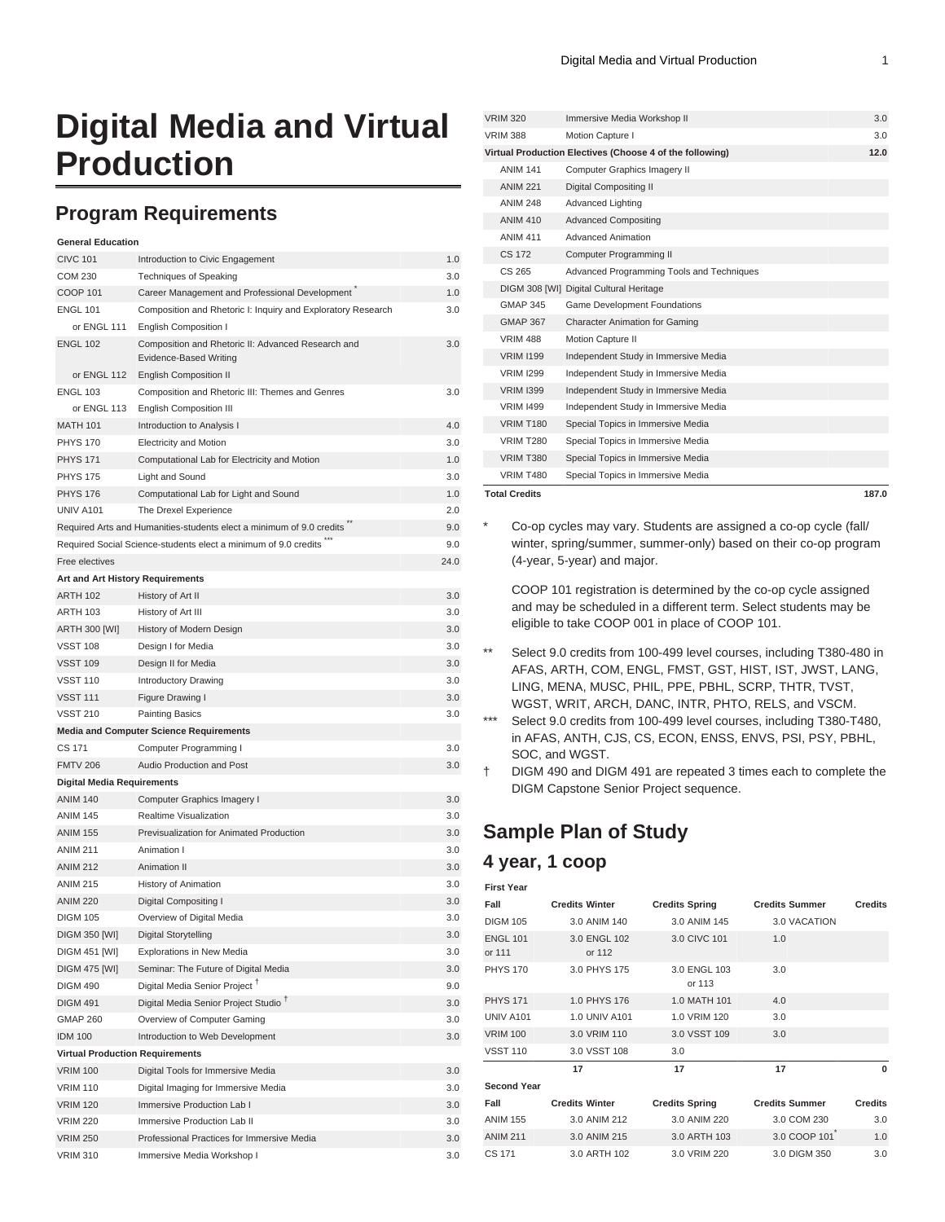# Digital Media and Virtual Production

## Program Requirements

| | | |
|---|---|---|
| **General Education** | | |
| CIVC 101 | Introduction to Civic Engagement | 1.0 |
| COM 230 | Techniques of Speaking | 3.0 |
| COOP 101 | Career Management and Professional Development * | 1.0 |
| ENGL 101 | Composition and Rhetoric I: Inquiry and Exploratory Research | 3.0 |
| or ENGL 111 | English Composition I | |
| ENGL 102 | Composition and Rhetoric II: Advanced Research and Evidence-Based Writing | 3.0 |
| or ENGL 112 | English Composition II | |
| ENGL 103 | Composition and Rhetoric III: Themes and Genres | 3.0 |
| or ENGL 113 | English Composition III | |
| MATH 101 | Introduction to Analysis I | 4.0 |
| PHYS 170 | Electricity and Motion | 3.0 |
| PHYS 171 | Computational Lab for Electricity and Motion | 1.0 |
| PHYS 175 | Light and Sound | 3.0 |
| PHYS 176 | Computational Lab for Light and Sound | 1.0 |
| UNIV A101 | The Drexel Experience | 2.0 |
| Required Arts and Humanities-students elect a minimum of 9.0 credits ** | | 9.0 |
| Required Social Science-students elect a minimum of 9.0 credits *** | | 9.0 |
| Free electives | | 24.0 |
| **Art and Art History Requirements** | | |
| ARTH 102 | History of Art II | 3.0 |
| ARTH 103 | History of Art III | 3.0 |
| ARTH 300 [WI] | History of Modern Design | 3.0 |
| VSST 108 | Design I for Media | 3.0 |
| VSST 109 | Design II for Media | 3.0 |
| VSST 110 | Introductory Drawing | 3.0 |
| VSST 111 | Figure Drawing I | 3.0 |
| VSST 210 | Painting Basics | 3.0 |
| **Media and Computer Science Requirements** | | |
| CS 171 | Computer Programming I | 3.0 |
| FMTV 206 | Audio Production and Post | 3.0 |
| **Digital Media Requirements** | | |
| ANIM 140 | Computer Graphics Imagery I | 3.0 |
| ANIM 145 | Realtime Visualization | 3.0 |
| ANIM 155 | Previsualization for Animated Production | 3.0 |
| ANIM 211 | Animation I | 3.0 |
| ANIM 212 | Animation II | 3.0 |
| ANIM 215 | History of Animation | 3.0 |
| ANIM 220 | Digital Compositing I | 3.0 |
| DIGM 105 | Overview of Digital Media | 3.0 |
| DIGM 350 [WI] | Digital Storytelling | 3.0 |
| DIGM 451 [WI] | Explorations in New Media | 3.0 |
| DIGM 475 [WI] | Seminar: The Future of Digital Media | 3.0 |
| DIGM 490 | Digital Media Senior Project † | 9.0 |
| DIGM 491 | Digital Media Senior Project Studio † | 3.0 |
| GMAP 260 | Overview of Computer Gaming | 3.0 |
| IDM 100 | Introduction to Web Development | 3.0 |
| **Virtual Production Requirements** | | |
| VRIM 100 | Digital Tools for Immersive Media | 3.0 |
| VRIM 110 | Digital Imaging for Immersive Media | 3.0 |
| VRIM 120 | Immersive Production Lab I | 3.0 |
| VRIM 220 | Immersive Production Lab II | 3.0 |
| VRIM 250 | Professional Practices for Immersive Media | 3.0 |
| VRIM 310 | Immersive Media Workshop I | 3.0 |
| VRIM 320 | Immersive Media Workshop II | 3.0 |
| VRIM 388 | Motion Capture I | 3.0 |
| **Virtual Production Electives (Choose 4 of the following)** | | **12.0** |
| ANIM 141 | Computer Graphics Imagery II | |
| ANIM 221 | Digital Compositing II | |
| ANIM 248 | Advanced Lighting | |
| ANIM 410 | Advanced Compositing | |
| ANIM 411 | Advanced Animation | |
| CS 172 | Computer Programming II | |
| CS 265 | Advanced Programming Tools and Techniques | |
| DIGM 308 [WI] | Digital Cultural Heritage | |
| GMAP 345 | Game Development Foundations | |
| GMAP 367 | Character Animation for Gaming | |
| VRIM 488 | Motion Capture II | |
| VRIM I199 | Independent Study in Immersive Media | |
| VRIM I299 | Independent Study in Immersive Media | |
| VRIM I399 | Independent Study in Immersive Media | |
| VRIM I499 | Independent Study in Immersive Media | |
| VRIM T180 | Special Topics in Immersive Media | |
| VRIM T280 | Special Topics in Immersive Media | |
| VRIM T380 | Special Topics in Immersive Media | |
| VRIM T480 | Special Topics in Immersive Media | |
| **Total Credits** | | **187.0** |

\* Co-op cycles may vary. Students are assigned a co-op cycle (fall/winter, spring/summer, summer-only) based on their co-op program (4-year, 5-year) and major.

COOP 101 registration is determined by the co-op cycle assigned and may be scheduled in a different term. Select students may be eligible to take COOP 001 in place of COOP 101.

** Select 9.0 credits from 100-499 level courses, including T380-480 in AFAS, ARTH, COM, ENGL, FMST, GST, HIST, IST, JWST, LANG, LING, MENA, MUSC, PHIL, PPE, PBHL, SCRP, THTR, TVST, WGST, WRIT, ARCH, DANC, INTR, PHTO, RELS, and VSCM.

*** Select 9.0 credits from 100-499 level courses, including T380-T480, in AFAS, ANTH, CJS, CS, ECON, ENSS, ENVS, PSI, PSY, PBHL, SOC, and WGST.

† DIGM 490 and DIGM 491 are repeated 3 times each to complete the DIGM Capstone Senior Project sequence.

## Sample Plan of Study

### 4 year, 1 coop

| **First Year** | | | | | | | |
|---|---|---|---|---|---|---|---|
| **Fall** | **Credits** | **Winter** | **Credits** | **Spring** | **Credits** | **Summer** | **Credits** |
| DIGM 105 | 3.0 | ANIM 140 | 3.0 | ANIM 145 | 3.0 | VACATION | |
| ENGL 101 or 111 | 3.0 | ENGL 102 or 112 | 3.0 | CIVC 101 | 1.0 | | |
| PHYS 170 | 3.0 | PHYS 175 | 3.0 | ENGL 103 or 113 | 3.0 | | |
| PHYS 171 | 1.0 | PHYS 176 | 1.0 | MATH 101 | 4.0 | | |
| UNIV A101 | 1.0 | UNIV A101 | 1.0 | VRIM 120 | 3.0 | | |
| VRIM 100 | 3.0 | VRIM 110 | 3.0 | VSST 109 | 3.0 | | |
| VSST 110 | 3.0 | VSST 108 | 3.0 | | | | |
| | 17 | | 17 | | 17 | | 0 |
| **Second Year** | | | | | | | |
| **Fall** | **Credits** | **Winter** | **Credits** | **Spring** | **Credits** | **Summer** | **Credits** |
| ANIM 155 | 3.0 | ANIM 212 | 3.0 | ANIM 220 | 3.0 | COM 230 | 3.0 |
| ANIM 211 | 3.0 | ANIM 215 | 3.0 | ARTH 103 | 3.0 | COOP 101 * | 1.0 |
| CS 171 | 3.0 | ARTH 102 | 3.0 | VRIM 220 | 3.0 | DIGM 350 | 3.0 |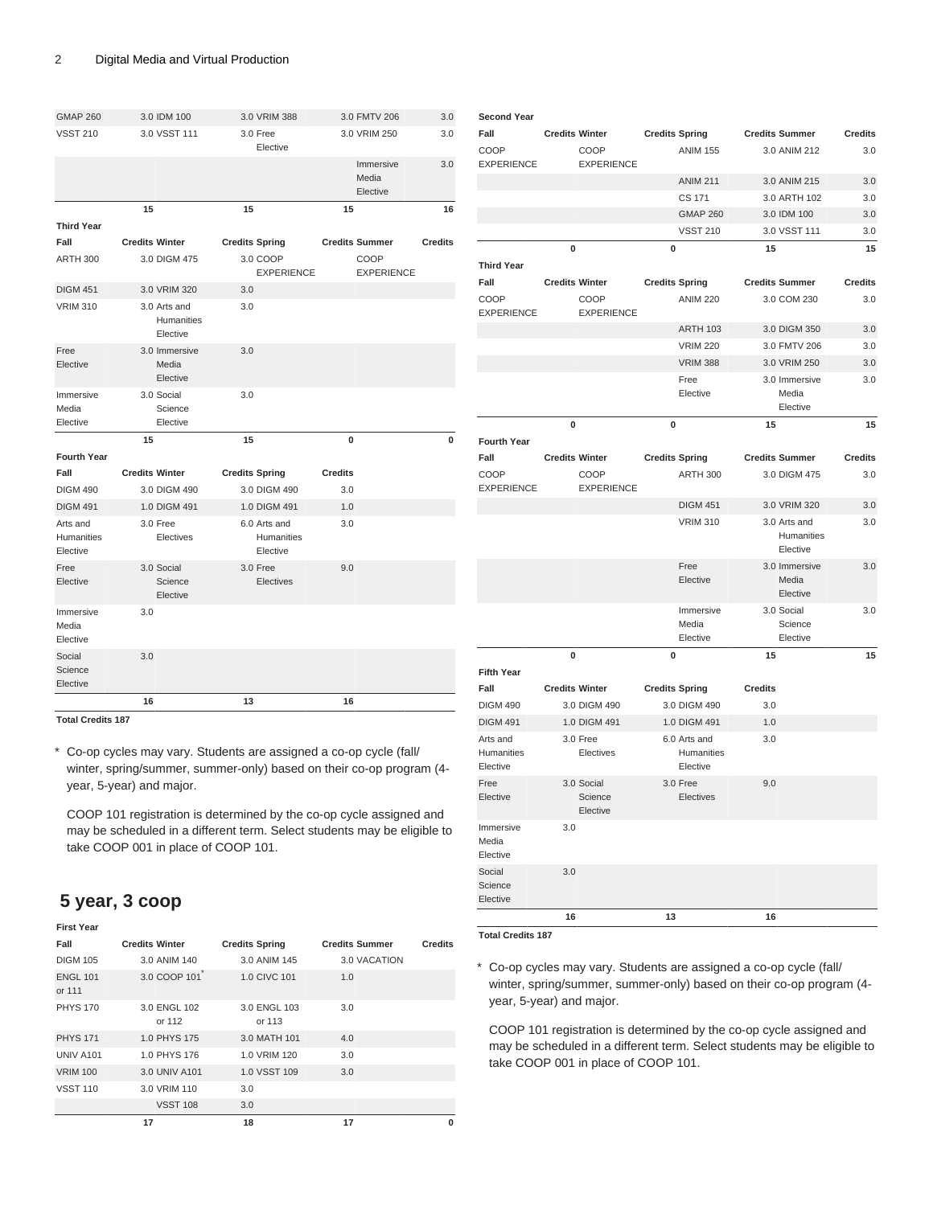| | | | | | | | |
|---|---|---|---|---|---|---|---|
| GMAP 260 | 3.0 | IDM 100 | 3.0 | VRIM 388 | 3.0 | FMTV 206 | 3.0 |
| VSST 210 | 3.0 | VSST 111 | 3.0 | Free Elective | 3.0 | VRIM 250 | 3.0 |
| | | | | | | Immersive Media Elective | 3.0 |
| | 15 | | 15 | | 15 | | 16 |

**Third Year**

| Fall | Credits | Winter | Credits | Spring | Credits | Summer | Credits |
|---|---|---|---|---|---|---|---|
| ARTH 300 | 3.0 | DIGM 475 | 3.0 | COOP EXPERIENCE | | COOP EXPERIENCE | |
| DIGM 451 | 3.0 | VRIM 320 | 3.0 | | | | |
| VRIM 310 | 3.0 | Arts and Humanities Elective | 3.0 | | | | |
| Free Elective | 3.0 | Immersive Media Elective | 3.0 | | | | |
| Immersive Media Elective | 3.0 | Social Science Elective | 3.0 | | | | |
| | 15 | | 15 | | 0 | | 0 |

**Fourth Year**

| Fall | Credits | Winter | Credits | Spring | Credits |
|---|---|---|---|---|---|
| DIGM 490 | 3.0 | DIGM 490 | 3.0 | DIGM 490 | 3.0 |
| DIGM 491 | 1.0 | DIGM 491 | 1.0 | DIGM 491 | 1.0 |
| Arts and Humanities Elective | 3.0 | Free Electives | 6.0 | Arts and Humanities Elective | 3.0 |
| Free Elective | 3.0 | Social Science Elective | 3.0 | Free Electives | 9.0 |
| Immersive Media Elective | 3.0 | | | | |
| Social Science Elective | 3.0 | | | | |
| | 16 | | 13 | | 16 |

**Total Credits 187**

\* Co-op cycles may vary. Students are assigned a co-op cycle (fall/ winter, spring/summer, summer-only) based on their co-op program (4-year, 5-year) and major.

COOP 101 registration is determined by the co-op cycle assigned and may be scheduled in a different term. Select students may be eligible to take COOP 001 in place of COOP 101.

## 5 year, 3 coop

**First Year**

| Fall | Credits | Winter | Credits | Spring | Credits | Summer | Credits |
|---|---|---|---|---|---|---|---|
| DIGM 105 | 3.0 | ANIM 140 | 3.0 | ANIM 145 | 3.0 | VACATION | |
| ENGL 101 or 111 | 3.0 | COOP 101* | 1.0 | CIVC 101 | 1.0 | | |
| PHYS 170 | 3.0 | ENGL 102 or 112 | 3.0 | ENGL 103 or 113 | 3.0 | | |
| PHYS 171 | 1.0 | PHYS 175 | 3.0 | MATH 101 | 4.0 | | |
| UNIV A101 | 1.0 | PHYS 176 | 1.0 | VRIM 120 | 3.0 | | |
| VRIM 100 | 3.0 | UNIV A101 | 1.0 | VSST 109 | 3.0 | | |
| VSST 110 | 3.0 | VRIM 110 | 3.0 | | | | |
| | | VSST 108 | 3.0 | | | | |
| | 17 | | 18 | | 17 | | 0 |

**Second Year**

| Fall | Credits | Winter | Credits | Spring | Credits | Summer | Credits |
|---|---|---|---|---|---|---|---|
| COOP EXPERIENCE | | COOP EXPERIENCE | | ANIM 155 | 3.0 | ANIM 212 | 3.0 |
| | | | | ANIM 211 | 3.0 | ANIM 215 | 3.0 |
| | | | | CS 171 | 3.0 | ARTH 102 | 3.0 |
| | | | | GMAP 260 | 3.0 | IDM 100 | 3.0 |
| | | | | VSST 210 | 3.0 | VSST 111 | 3.0 |
| | 0 | | 0 | | 15 | | 15 |

**Third Year**

| Fall | Credits | Winter | Credits | Spring | Credits | Summer | Credits |
|---|---|---|---|---|---|---|---|
| COOP EXPERIENCE | | COOP EXPERIENCE | | ANIM 220 | 3.0 | COM 230 | 3.0 |
| | | | | ARTH 103 | 3.0 | DIGM 350 | 3.0 |
| | | | | VRIM 220 | 3.0 | FMTV 206 | 3.0 |
| | | | | VRIM 388 | 3.0 | VRIM 250 | 3.0 |
| | | | | Free Elective | 3.0 | Immersive Media Elective | 3.0 |
| | 0 | | 0 | | 15 | | 15 |

**Fourth Year**

| Fall | Credits | Winter | Credits | Spring | Credits | Summer | Credits |
|---|---|---|---|---|---|---|---|
| COOP EXPERIENCE | | COOP EXPERIENCE | | ARTH 300 | 3.0 | DIGM 475 | 3.0 |
| | | | | DIGM 451 | 3.0 | VRIM 320 | 3.0 |
| | | | | VRIM 310 | 3.0 | Arts and Humanities Elective | 3.0 |
| | | | | Free Elective | 3.0 | Immersive Media Elective | 3.0 |
| | | | | Immersive Media Elective | 3.0 | Social Science Elective | 3.0 |
| | 0 | | 0 | | 15 | | 15 |

**Fifth Year**

| Fall | Credits | Winter | Credits | Spring | Credits |
|---|---|---|---|---|---|
| DIGM 490 | 3.0 | DIGM 490 | 3.0 | DIGM 490 | 3.0 |
| DIGM 491 | 1.0 | DIGM 491 | 1.0 | DIGM 491 | 1.0 |
| Arts and Humanities Elective | 3.0 | Free Electives | 6.0 | Arts and Humanities Elective | 3.0 |
| Free Elective | 3.0 | Social Science Elective | 3.0 | Free Electives | 9.0 |
| Immersive Media Elective | 3.0 | | | | |
| Social Science Elective | 3.0 | | | | |
| | 16 | | 13 | | 16 |

**Total Credits 187**

\* Co-op cycles may vary. Students are assigned a co-op cycle (fall/ winter, spring/summer, summer-only) based on their co-op program (4-year, 5-year) and major.

COOP 101 registration is determined by the co-op cycle assigned and may be scheduled in a different term. Select students may be eligible to take COOP 001 in place of COOP 101.